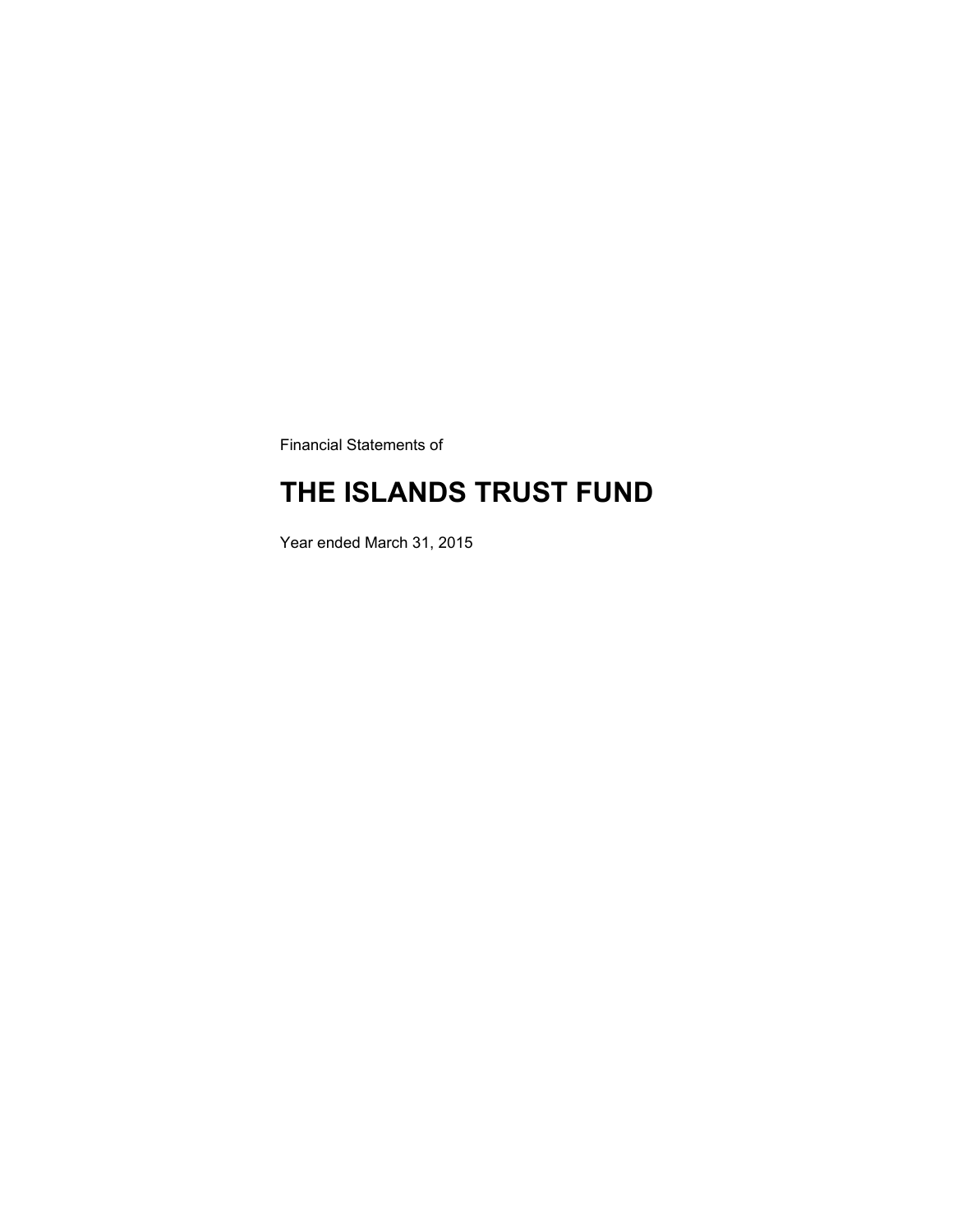Financial Statements of

# THE ISLANDS TRUST FUND

Year ended March 31, 2015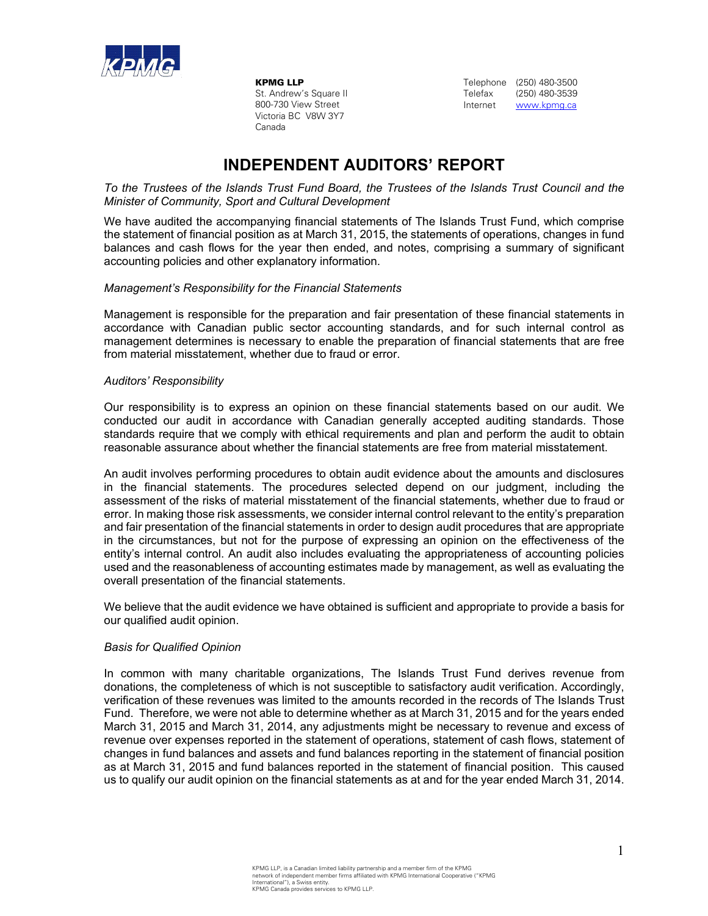**KPMG LLP**
St. Andrew's Square II
800-730 View Street
Victoria BC V8W 3Y7
Canada

Telephone (250) 480-3500
Telefax (250) 480-3539
Internet www.kpmg.ca

# INDEPENDENT AUDITORS' REPORT

*To the Trustees of the Islands Trust Fund Board, the Trustees of the Islands Trust Council and the Minister of Community, Sport and Cultural Development*

We have audited the accompanying financial statements of The Islands Trust Fund, which comprise the statement of financial position as at March 31, 2015, the statements of operations, changes in fund balances and cash flows for the year then ended, and notes, comprising a summary of significant accounting policies and other explanatory information.

*Management's Responsibility for the Financial Statements*

Management is responsible for the preparation and fair presentation of these financial statements in accordance with Canadian public sector accounting standards, and for such internal control as management determines is necessary to enable the preparation of financial statements that are free from material misstatement, whether due to fraud or error.

*Auditors' Responsibility*

Our responsibility is to express an opinion on these financial statements based on our audit. We conducted our audit in accordance with Canadian generally accepted auditing standards. Those standards require that we comply with ethical requirements and plan and perform the audit to obtain reasonable assurance about whether the financial statements are free from material misstatement.

An audit involves performing procedures to obtain audit evidence about the amounts and disclosures in the financial statements. The procedures selected depend on our judgment, including the assessment of the risks of material misstatement of the financial statements, whether due to fraud or error. In making those risk assessments, we consider internal control relevant to the entity's preparation and fair presentation of the financial statements in order to design audit procedures that are appropriate in the circumstances, but not for the purpose of expressing an opinion on the effectiveness of the entity's internal control. An audit also includes evaluating the appropriateness of accounting policies used and the reasonableness of accounting estimates made by management, as well as evaluating the overall presentation of the financial statements.

We believe that the audit evidence we have obtained is sufficient and appropriate to provide a basis for our qualified audit opinion.

*Basis for Qualified Opinion*

In common with many charitable organizations, The Islands Trust Fund derives revenue from donations, the completeness of which is not susceptible to satisfactory audit verification. Accordingly, verification of these revenues was limited to the amounts recorded in the records of The Islands Trust Fund. Therefore, we were not able to determine whether as at March 31, 2015 and for the years ended March 31, 2015 and March 31, 2014, any adjustments might be necessary to revenue and excess of revenue over expenses reported in the statement of operations, statement of cash flows, statement of changes in fund balances and assets and fund balances reporting in the statement of financial position as at March 31, 2015 and fund balances reported in the statement of financial position. This caused us to qualify our audit opinion on the financial statements as at and for the year ended March 31, 2014.

KPMG LLP, is a Canadian limited liability partnership and a member firm of the KPMG network of independent member firms affiliated with KPMG International Cooperative ("KPMG International"), a Swiss entity.
KPMG Canada provides services to KPMG LLP.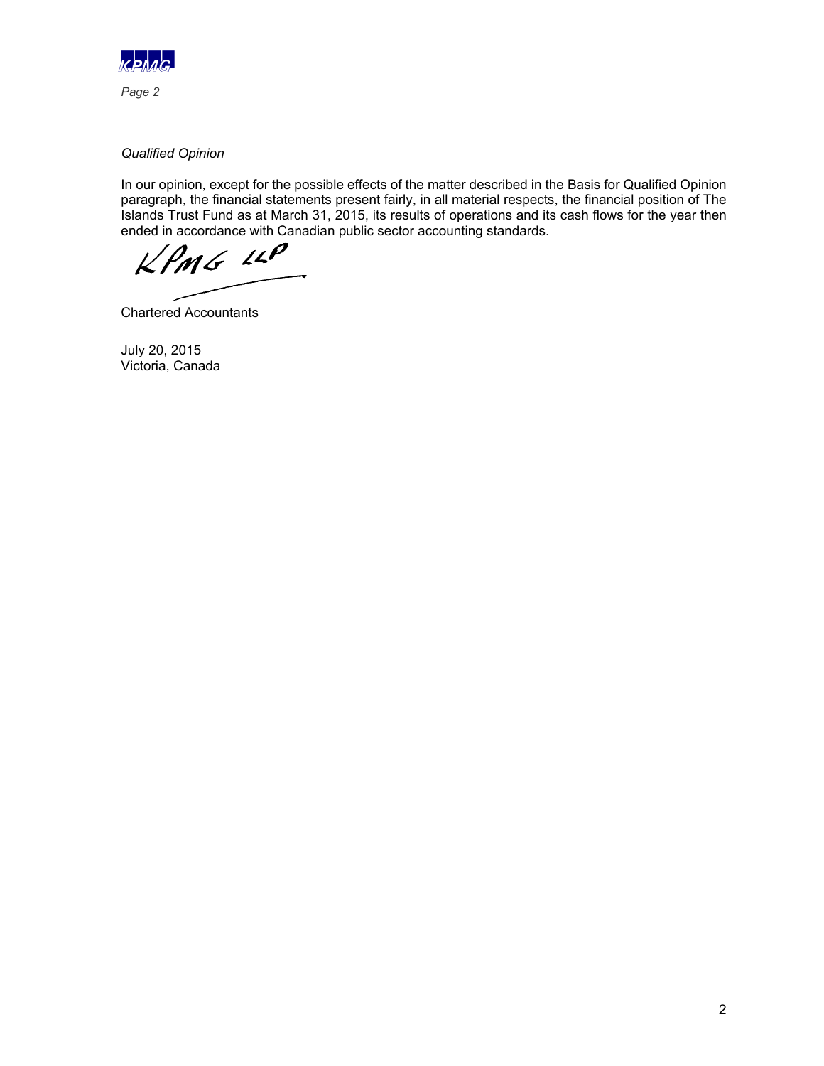*Qualified Opinion*

In our opinion, except for the possible effects of the matter described in the Basis for Qualified Opinion paragraph, the financial statements present fairly, in all material respects, the financial position of The Islands Trust Fund as at March 31, 2015, its results of operations and its cash flows for the year then ended in accordance with Canadian public sector accounting standards.

KPMG LLP

Chartered Accountants

July 20, 2015
Victoria, Canada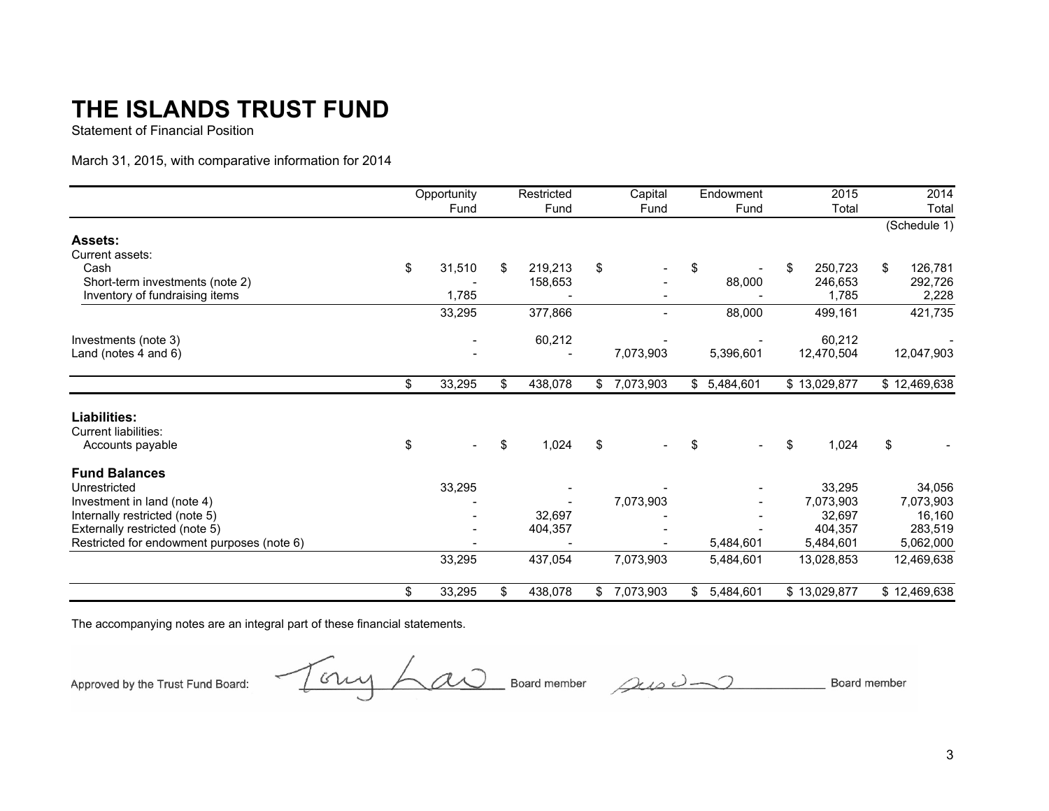# THE ISLANDS TRUST FUND

Statement of Financial Position

March 31, 2015, with comparative information for 2014

| | Opportunity Fund | Restricted Fund | Capital Fund | Endowment Fund | 2015 Total | 2014 Total |
|---|---|---|---|---|---|---|
| | | | | | | (Schedule 1) |
| **Assets:** | | | | | | |
| Current assets: | | | | | | |
| Cash | $ 31,510 | $ 219,213 | $ - | $ - | $ 250,723 | $ 126,781 |
| Short-term investments (note 2) | - | 158,653 | - | 88,000 | 246,653 | 292,726 |
| Inventory of fundraising items | 1,785 | - | - | - | 1,785 | 2,228 |
| | 33,295 | 377,866 | - | 88,000 | 499,161 | 421,735 |
| Investments (note 3) | - | 60,212 | - | - | 60,212 | - |
| Land (notes 4 and 6) | - | - | 7,073,903 | 5,396,601 | 12,470,504 | 12,047,903 |
| | $ 33,295 | $ 438,078 | $ 7,073,903 | $ 5,484,601 | $ 13,029,877 | $ 12,469,638 |
| **Liabilities:** | | | | | | |
| Current liabilities: | | | | | | |
| Accounts payable | $ - | $ 1,024 | $ - | $ - | $ 1,024 | $ - |
| **Fund Balances** | | | | | | |
| Unrestricted | 33,295 | - | - | - | 33,295 | 34,056 |
| Investment in land (note 4) | - | - | 7,073,903 | - | 7,073,903 | 7,073,903 |
| Internally restricted (note 5) | - | 32,697 | - | - | 32,697 | 16,160 |
| Externally restricted (note 5) | - | 404,357 | - | - | 404,357 | 283,519 |
| Restricted for endowment purposes (note 6) | - | - | - | 5,484,601 | 5,484,601 | 5,062,000 |
| | 33,295 | 437,054 | 7,073,903 | 5,484,601 | 13,028,853 | 12,469,638 |
| | $ 33,295 | $ 438,078 | $ 7,073,903 | $ 5,484,601 | $ 13,029,877 | $ 12,469,638 |

The accompanying notes are an integral part of these financial statements.

Approved by the Trust Fund Board:

Tony Law Board member

_______________ Board member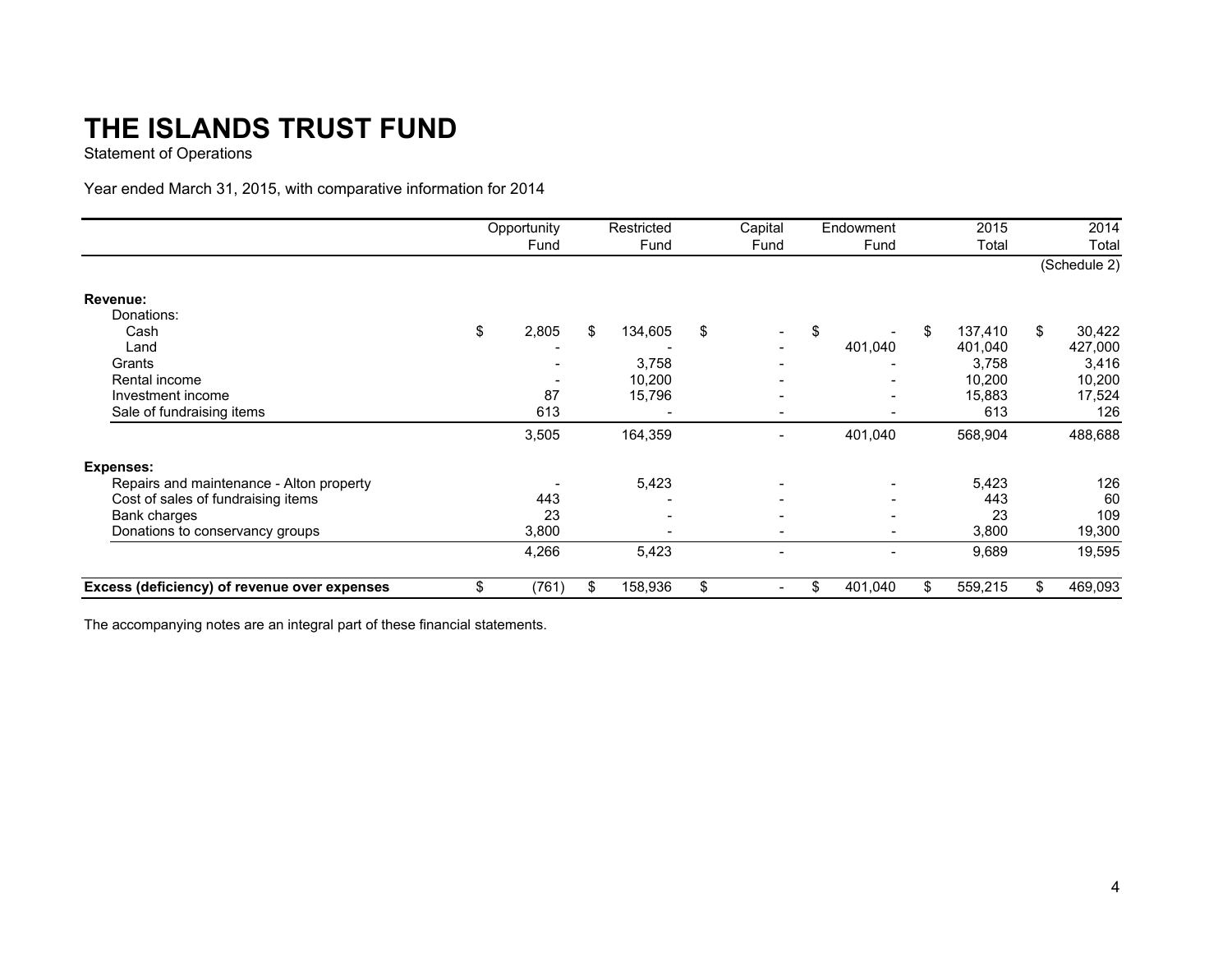# THE ISLANDS TRUST FUND

Statement of Operations

Year ended March 31, 2015, with comparative information for 2014

| | Opportunity Fund | Restricted Fund | Capital Fund | Endowment Fund | 2015 Total | 2014 Total |
|---|---|---|---|---|---|---|
| | | | | | | (Schedule 2) |
| **Revenue:** | | | | | | |
| Donations: | | | | | | |
| Cash | $ 2,805 | $ 134,605 | $ - | $ - | $ 137,410 | $ 30,422 |
| Land | - | - | - | 401,040 | 401,040 | 427,000 |
| Grants | - | 3,758 | - | - | 3,758 | 3,416 |
| Rental income | - | 10,200 | - | - | 10,200 | 10,200 |
| Investment income | 87 | 15,796 | - | - | 15,883 | 17,524 |
| Sale of fundraising items | 613 | - | - | - | 613 | 126 |
| | 3,505 | 164,359 | - | 401,040 | 568,904 | 488,688 |
| **Expenses:** | | | | | | |
| Repairs and maintenance - Alton property | - | 5,423 | - | - | 5,423 | 126 |
| Cost of sales of fundraising items | 443 | - | - | - | 443 | 60 |
| Bank charges | 23 | - | - | - | 23 | 109 |
| Donations to conservancy groups | 3,800 | - | - | - | 3,800 | 19,300 |
| | 4,266 | 5,423 | - | - | 9,689 | 19,595 |
| **Excess (deficiency) of revenue over expenses** | $ (761) | $ 158,936 | $ - | $ 401,040 | $ 559,215 | $ 469,093 |

The accompanying notes are an integral part of these financial statements.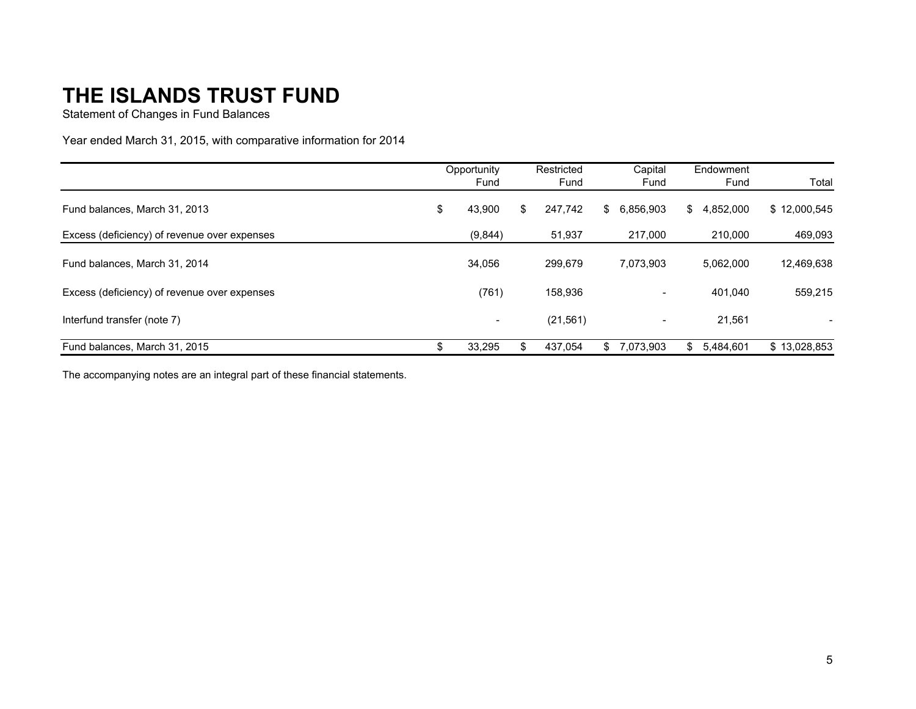# THE ISLANDS TRUST FUND

Statement of Changes in Fund Balances

Year ended March 31, 2015, with comparative information for 2014

| | Opportunity Fund | Restricted Fund | Capital Fund | Endowment Fund | Total |
|---|---|---|---|---|---|
| Fund balances, March 31, 2013 | $ 43,900 | $ 247,742 | $ 6,856,903 | $ 4,852,000 | $ 12,000,545 |
| Excess (deficiency) of revenue over expenses | (9,844) | 51,937 | 217,000 | 210,000 | 469,093 |
| Fund balances, March 31, 2014 | 34,056 | 299,679 | 7,073,903 | 5,062,000 | 12,469,638 |
| Excess (deficiency) of revenue over expenses | (761) | 158,936 | - | 401,040 | 559,215 |
| Interfund transfer (note 7) | - | (21,561) | - | 21,561 | - |
| Fund balances, March 31, 2015 | $ 33,295 | $ 437,054 | $ 7,073,903 | $ 5,484,601 | $ 13,028,853 |

The accompanying notes are an integral part of these financial statements.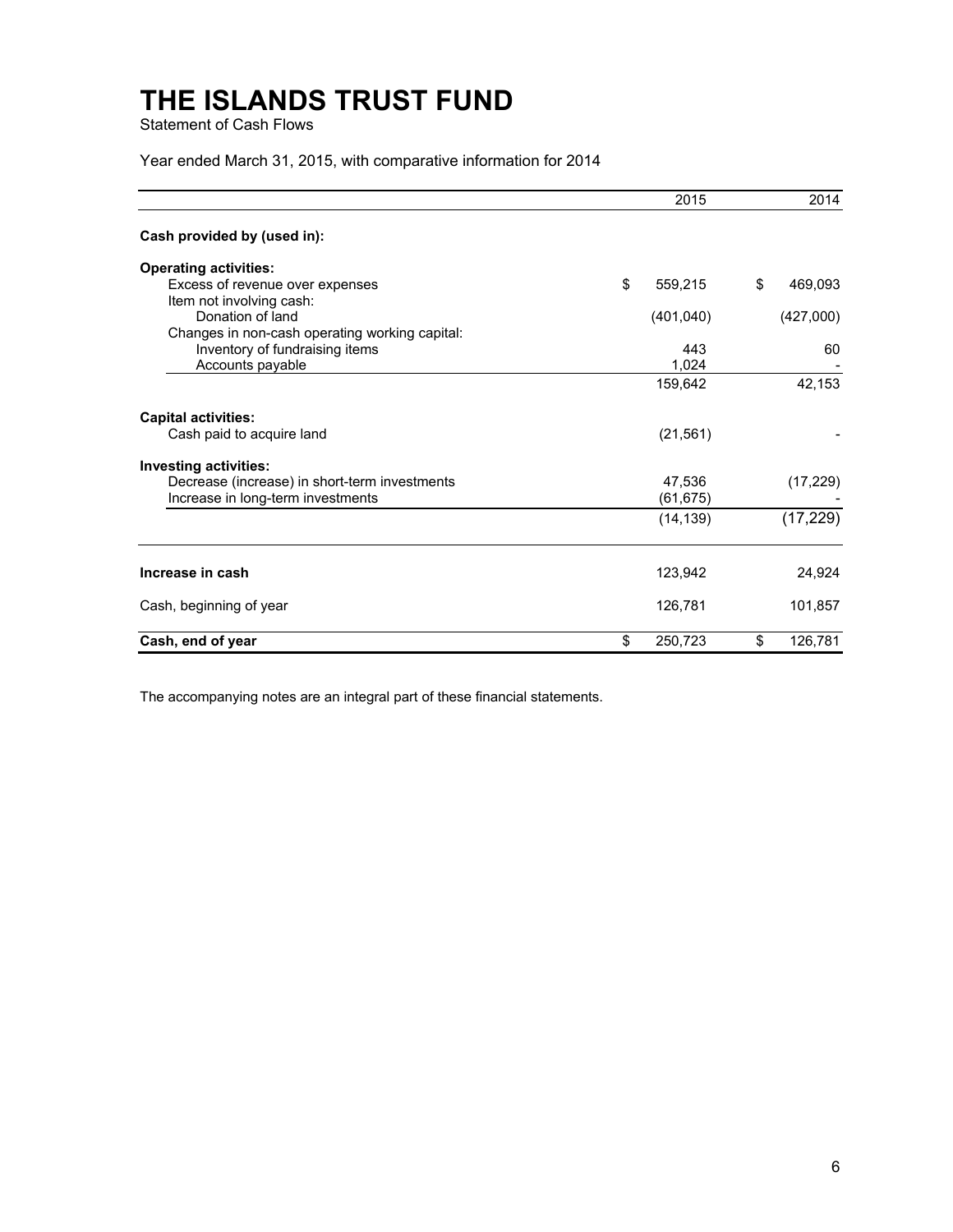# THE ISLANDS TRUST FUND

Statement of Cash Flows

Year ended March 31, 2015, with comparative information for 2014

| | 2015 | 2014 |
|---|---|---|
| **Cash provided by (used in):** | | |
| **Operating activities:** | | |
| Excess of revenue over expenses | $ 559,215 | $ 469,093 |
| Item not involving cash: | | |
| Donation of land | (401,040) | (427,000) |
| Changes in non-cash operating working capital: | | |
| Inventory of fundraising items | 443 | 60 |
| Accounts payable | 1,024 | - |
| | 159,642 | 42,153 |
| **Capital activities:** | | |
| Cash paid to acquire land | (21,561) | - |
| **Investing activities:** | | |
| Decrease (increase) in short-term investments | 47,536 | (17,229) |
| Increase in long-term investments | (61,675) | - |
| | (14,139) | (17,229) |
| **Increase in cash** | 123,942 | 24,924 |
| Cash, beginning of year | 126,781 | 101,857 |
| **Cash, end of year** | $ 250,723 | $ 126,781 |

The accompanying notes are an integral part of these financial statements.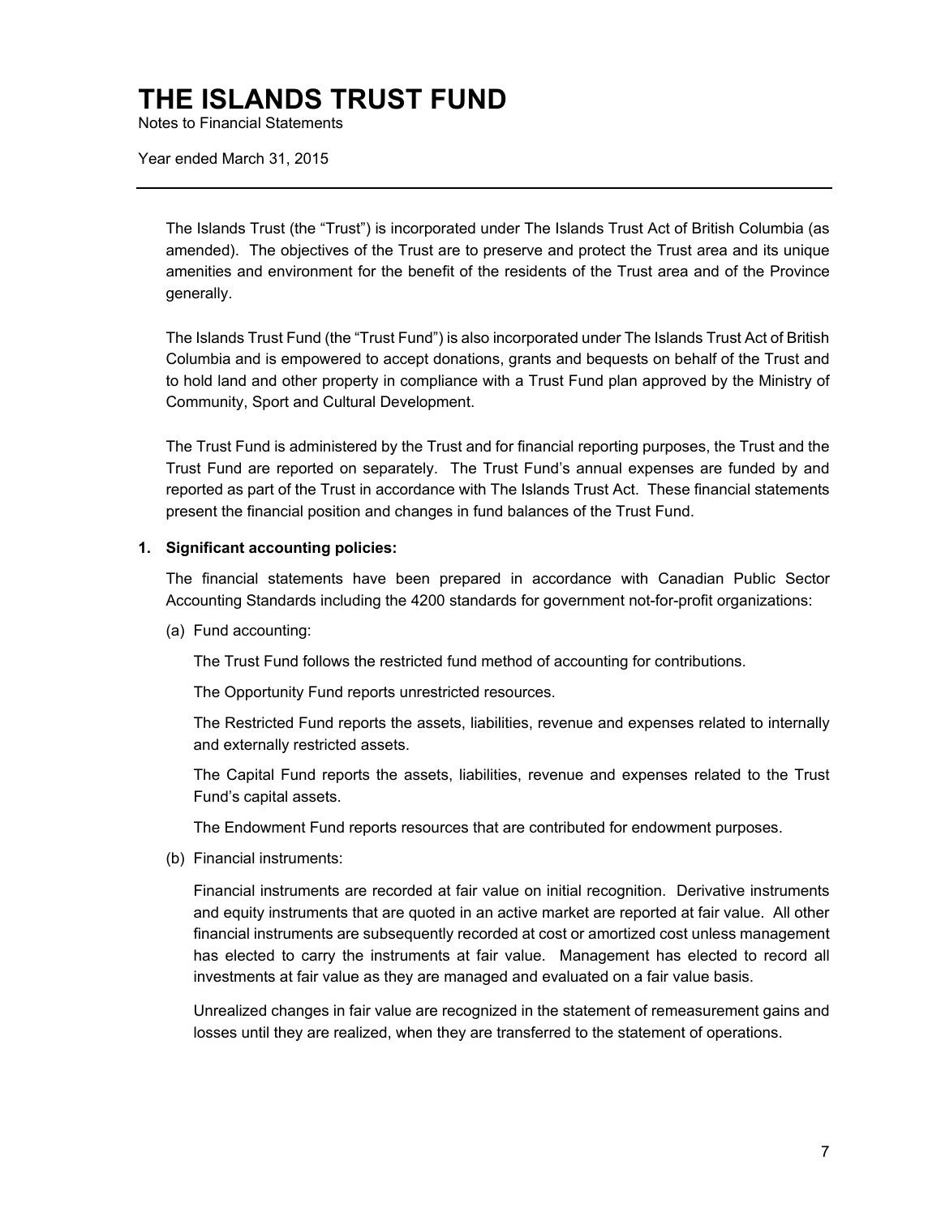# THE ISLANDS TRUST FUND

Notes to Financial Statements

Year ended March 31, 2015

The Islands Trust (the "Trust") is incorporated under The Islands Trust Act of British Columbia (as amended). The objectives of the Trust are to preserve and protect the Trust area and its unique amenities and environment for the benefit of the residents of the Trust area and of the Province generally.

The Islands Trust Fund (the "Trust Fund") is also incorporated under The Islands Trust Act of British Columbia and is empowered to accept donations, grants and bequests on behalf of the Trust and to hold land and other property in compliance with a Trust Fund plan approved by the Ministry of Community, Sport and Cultural Development.

The Trust Fund is administered by the Trust and for financial reporting purposes, the Trust and the Trust Fund are reported on separately. The Trust Fund's annual expenses are funded by and reported as part of the Trust in accordance with The Islands Trust Act. These financial statements present the financial position and changes in fund balances of the Trust Fund.

**1. Significant accounting policies:**

The financial statements have been prepared in accordance with Canadian Public Sector Accounting Standards including the 4200 standards for government not-for-profit organizations:

(a) Fund accounting:

The Trust Fund follows the restricted fund method of accounting for contributions.

The Opportunity Fund reports unrestricted resources.

The Restricted Fund reports the assets, liabilities, revenue and expenses related to internally and externally restricted assets.

The Capital Fund reports the assets, liabilities, revenue and expenses related to the Trust Fund's capital assets.

The Endowment Fund reports resources that are contributed for endowment purposes.

(b) Financial instruments:

Financial instruments are recorded at fair value on initial recognition. Derivative instruments and equity instruments that are quoted in an active market are reported at fair value. All other financial instruments are subsequently recorded at cost or amortized cost unless management has elected to carry the instruments at fair value. Management has elected to record all investments at fair value as they are managed and evaluated on a fair value basis.

Unrealized changes in fair value are recognized in the statement of remeasurement gains and losses until they are realized, when they are transferred to the statement of operations.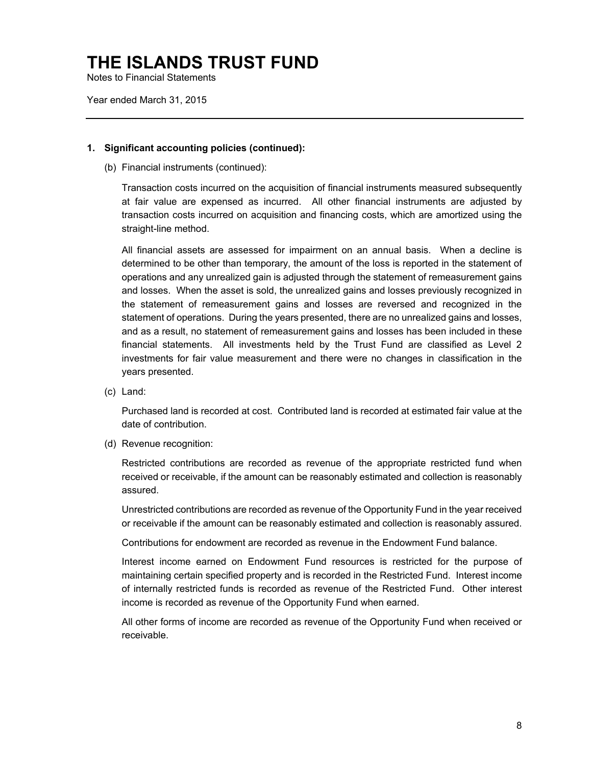# THE ISLANDS TRUST FUND

Notes to Financial Statements

Year ended March 31, 2015

---

**1. Significant accounting policies (continued):**

(b) Financial instruments (continued):

Transaction costs incurred on the acquisition of financial instruments measured subsequently at fair value are expensed as incurred. All other financial instruments are adjusted by transaction costs incurred on acquisition and financing costs, which are amortized using the straight-line method.

All financial assets are assessed for impairment on an annual basis. When a decline is determined to be other than temporary, the amount of the loss is reported in the statement of operations and any unrealized gain is adjusted through the statement of remeasurement gains and losses. When the asset is sold, the unrealized gains and losses previously recognized in the statement of remeasurement gains and losses are reversed and recognized in the statement of operations. During the years presented, there are no unrealized gains and losses, and as a result, no statement of remeasurement gains and losses has been included in these financial statements. All investments held by the Trust Fund are classified as Level 2 investments for fair value measurement and there were no changes in classification in the years presented.

(c) Land:

Purchased land is recorded at cost. Contributed land is recorded at estimated fair value at the date of contribution.

(d) Revenue recognition:

Restricted contributions are recorded as revenue of the appropriate restricted fund when received or receivable, if the amount can be reasonably estimated and collection is reasonably assured.

Unrestricted contributions are recorded as revenue of the Opportunity Fund in the year received or receivable if the amount can be reasonably estimated and collection is reasonably assured.

Contributions for endowment are recorded as revenue in the Endowment Fund balance.

Interest income earned on Endowment Fund resources is restricted for the purpose of maintaining certain specified property and is recorded in the Restricted Fund. Interest income of internally restricted funds is recorded as revenue of the Restricted Fund. Other interest income is recorded as revenue of the Opportunity Fund when earned.

All other forms of income are recorded as revenue of the Opportunity Fund when received or receivable.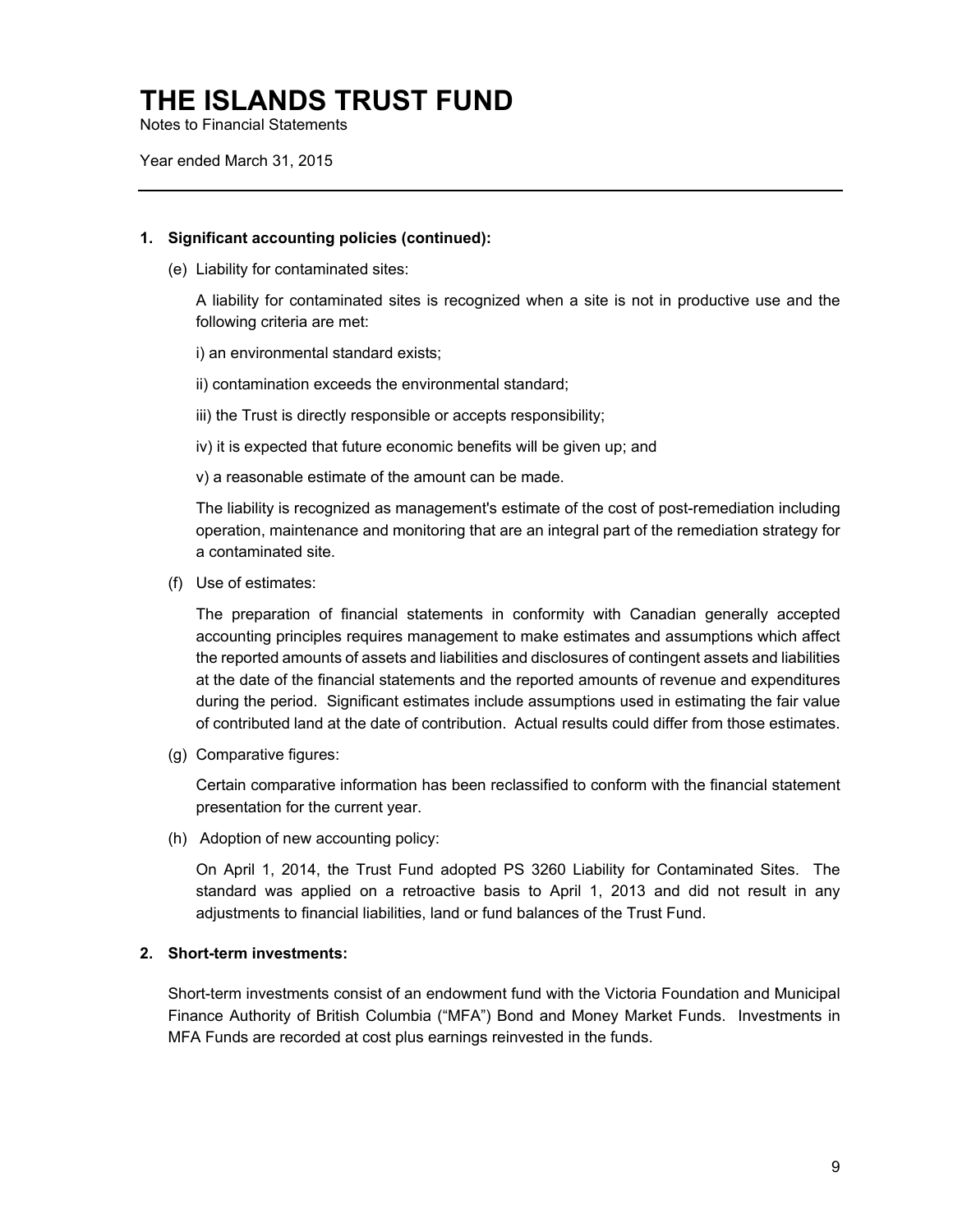# THE ISLANDS TRUST FUND

Notes to Financial Statements

Year ended March 31, 2015

---

**1. Significant accounting policies (continued):**

(e) Liability for contaminated sites:

A liability for contaminated sites is recognized when a site is not in productive use and the following criteria are met:

i) an environmental standard exists;

ii) contamination exceeds the environmental standard;

iii) the Trust is directly responsible or accepts responsibility;

iv) it is expected that future economic benefits will be given up; and

v) a reasonable estimate of the amount can be made.

The liability is recognized as management's estimate of the cost of post-remediation including operation, maintenance and monitoring that are an integral part of the remediation strategy for a contaminated site.

(f) Use of estimates:

The preparation of financial statements in conformity with Canadian generally accepted accounting principles requires management to make estimates and assumptions which affect the reported amounts of assets and liabilities and disclosures of contingent assets and liabilities at the date of the financial statements and the reported amounts of revenue and expenditures during the period. Significant estimates include assumptions used in estimating the fair value of contributed land at the date of contribution. Actual results could differ from those estimates.

(g) Comparative figures:

Certain comparative information has been reclassified to conform with the financial statement presentation for the current year.

(h) Adoption of new accounting policy:

On April 1, 2014, the Trust Fund adopted PS 3260 Liability for Contaminated Sites. The standard was applied on a retroactive basis to April 1, 2013 and did not result in any adjustments to financial liabilities, land or fund balances of the Trust Fund.

**2. Short-term investments:**

Short-term investments consist of an endowment fund with the Victoria Foundation and Municipal Finance Authority of British Columbia ("MFA") Bond and Money Market Funds. Investments in MFA Funds are recorded at cost plus earnings reinvested in the funds.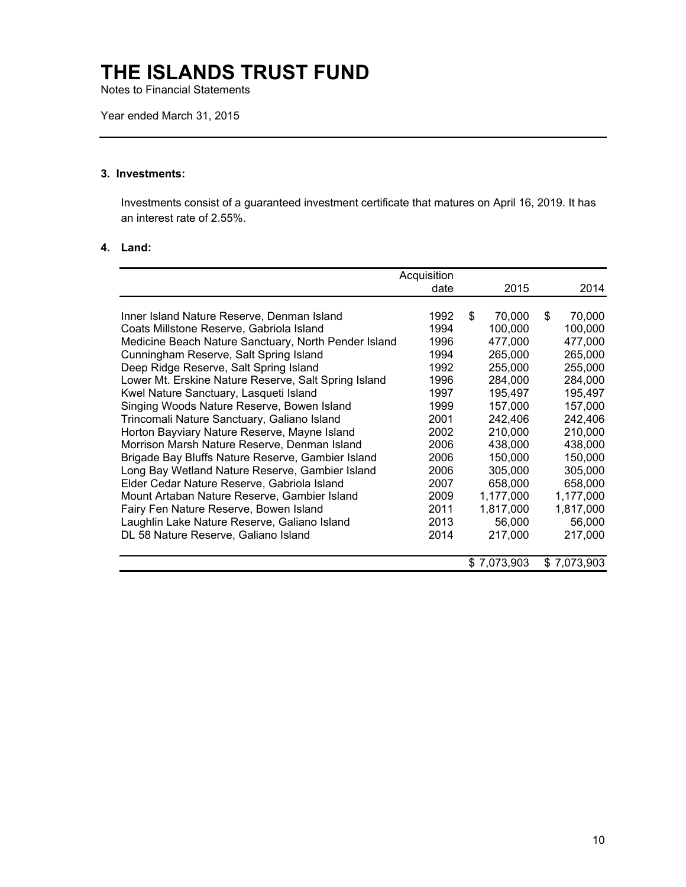# THE ISLANDS TRUST FUND

Notes to Financial Statements

Year ended March 31, 2015

### 3. Investments:

Investments consist of a guaranteed investment certificate that matures on April 16, 2019. It has an interest rate of 2.55%.

### 4. Land:

| | Acquisition date | 2015 | 2014 |
|---|---|---|---|
| Inner Island Nature Reserve, Denman Island | 1992 | $ 70,000 | $ 70,000 |
| Coats Millstone Reserve, Gabriola Island | 1994 | 100,000 | 100,000 |
| Medicine Beach Nature Sanctuary, North Pender Island | 1996 | 477,000 | 477,000 |
| Cunningham Reserve, Salt Spring Island | 1994 | 265,000 | 265,000 |
| Deep Ridge Reserve, Salt Spring Island | 1992 | 255,000 | 255,000 |
| Lower Mt. Erskine Nature Reserve, Salt Spring Island | 1996 | 284,000 | 284,000 |
| Kwel Nature Sanctuary, Lasqueti Island | 1997 | 195,497 | 195,497 |
| Singing Woods Nature Reserve, Bowen Island | 1999 | 157,000 | 157,000 |
| Trincomali Nature Sanctuary, Galiano Island | 2001 | 242,406 | 242,406 |
| Horton Bayviary Nature Reserve, Mayne Island | 2002 | 210,000 | 210,000 |
| Morrison Marsh Nature Reserve, Denman Island | 2006 | 438,000 | 438,000 |
| Brigade Bay Bluffs Nature Reserve, Gambier Island | 2006 | 150,000 | 150,000 |
| Long Bay Wetland Nature Reserve, Gambier Island | 2006 | 305,000 | 305,000 |
| Elder Cedar Nature Reserve, Gabriola Island | 2007 | 658,000 | 658,000 |
| Mount Artaban Nature Reserve, Gambier Island | 2009 | 1,177,000 | 1,177,000 |
| Fairy Fen Nature Reserve, Bowen Island | 2011 | 1,817,000 | 1,817,000 |
| Laughlin Lake Nature Reserve, Galiano Island | 2013 | 56,000 | 56,000 |
| DL 58 Nature Reserve, Galiano Island | 2014 | 217,000 | 217,000 |
| | | $ 7,073,903 | $ 7,073,903 |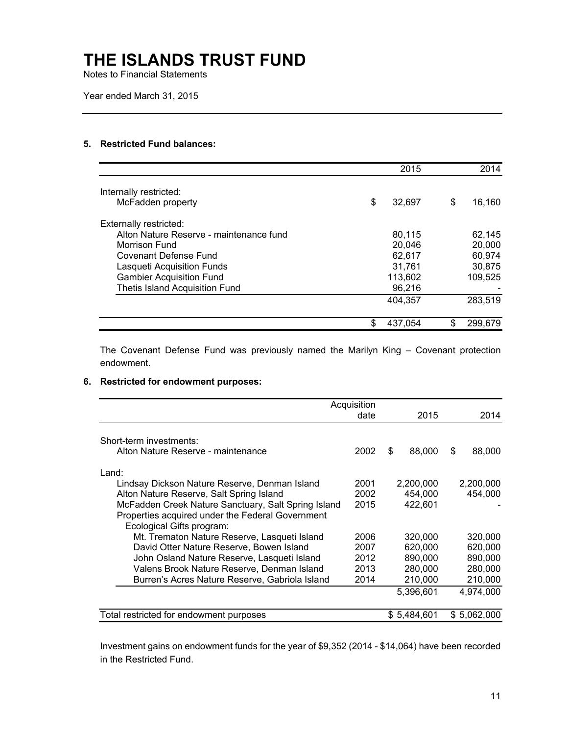# THE ISLANDS TRUST FUND

Notes to Financial Statements

Year ended March 31, 2015

## 5. Restricted Fund balances:

| | 2015 | 2014 |
|---|---|---|
| Internally restricted: | | |
| McFadden property | $ 32,697 | $ 16,160 |
| Externally restricted: | | |
| Alton Nature Reserve - maintenance fund | 80,115 | 62,145 |
| Morrison Fund | 20,046 | 20,000 |
| Covenant Defense Fund | 62,617 | 60,974 |
| Lasqueti Acquisition Funds | 31,761 | 30,875 |
| Gambier Acquisition Fund | 113,602 | 109,525 |
| Thetis Island Acquisition Fund | 96,216 | - |
| | 404,357 | 283,519 |
| | $ 437,054 | $ 299,679 |

The Covenant Defense Fund was previously named the Marilyn King – Covenant protection endowment.

## 6. Restricted for endowment purposes:

| | Acquisition date | 2015 | 2014 |
|---|---|---|---|
| Short-term investments: | | | |
| Alton Nature Reserve - maintenance | 2002 | $ 88,000 | $ 88,000 |
| Land: | | | |
| Lindsay Dickson Nature Reserve, Denman Island | 2001 | 2,200,000 | 2,200,000 |
| Alton Nature Reserve, Salt Spring Island | 2002 | 454,000 | 454,000 |
| McFadden Creek Nature Sanctuary, Salt Spring Island | 2015 | 422,601 | - |
| Properties acquired under the Federal Government Ecological Gifts program: | | | |
| Mt. Trematon Nature Reserve, Lasqueti Island | 2006 | 320,000 | 320,000 |
| David Otter Nature Reserve, Bowen Island | 2007 | 620,000 | 620,000 |
| John Osland Nature Reserve, Lasqueti Island | 2012 | 890,000 | 890,000 |
| Valens Brook Nature Reserve, Denman Island | 2013 | 280,000 | 280,000 |
| Burren's Acres Nature Reserve, Gabriola Island | 2014 | 210,000 | 210,000 |
| | | 5,396,601 | 4,974,000 |
| Total restricted for endowment purposes | | $ 5,484,601 | $ 5,062,000 |

Investment gains on endowment funds for the year of $9,352 (2014 - $14,064) have been recorded in the Restricted Fund.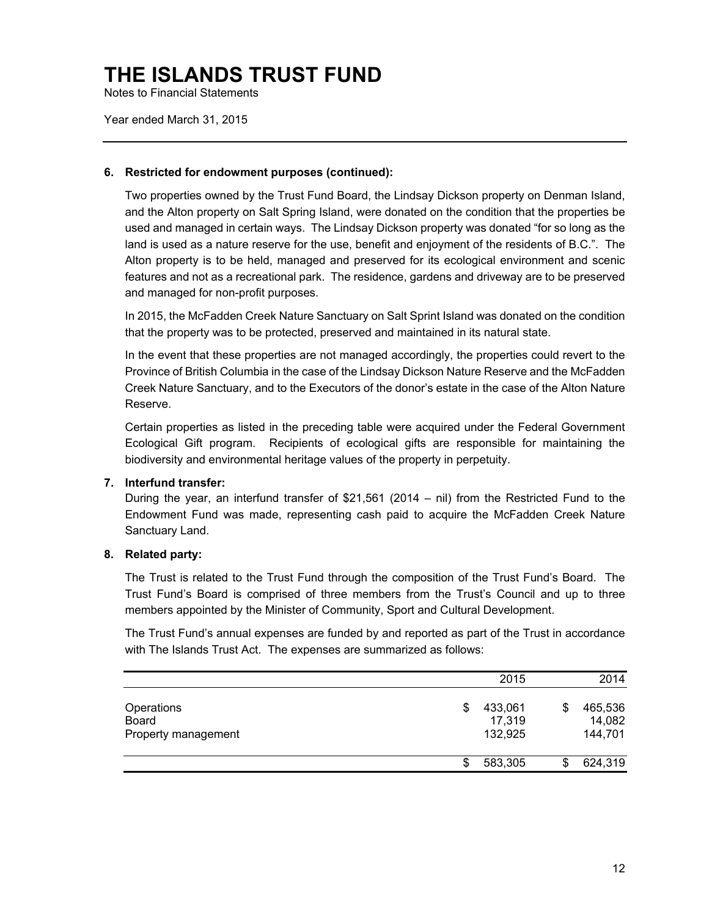# THE ISLANDS TRUST FUND

Notes to Financial Statements

Year ended March 31, 2015

---

**6. Restricted for endowment purposes (continued):**

Two properties owned by the Trust Fund Board, the Lindsay Dickson property on Denman Island, and the Alton property on Salt Spring Island, were donated on the condition that the properties be used and managed in certain ways. The Lindsay Dickson property was donated "for so long as the land is used as a nature reserve for the use, benefit and enjoyment of the residents of B.C.". The Alton property is to be held, managed and preserved for its ecological environment and scenic features and not as a recreational park. The residence, gardens and driveway are to be preserved and managed for non-profit purposes.

In 2015, the McFadden Creek Nature Sanctuary on Salt Sprint Island was donated on the condition that the property was to be protected, preserved and maintained in its natural state.

In the event that these properties are not managed accordingly, the properties could revert to the Province of British Columbia in the case of the Lindsay Dickson Nature Reserve and the McFadden Creek Nature Sanctuary, and to the Executors of the donor's estate in the case of the Alton Nature Reserve.

Certain properties as listed in the preceding table were acquired under the Federal Government Ecological Gift program. Recipients of ecological gifts are responsible for maintaining the biodiversity and environmental heritage values of the property in perpetuity.

**7. Interfund transfer:**

During the year, an interfund transfer of $21,561 (2014 – nil) from the Restricted Fund to the Endowment Fund was made, representing cash paid to acquire the McFadden Creek Nature Sanctuary Land.

**8. Related party:**

The Trust is related to the Trust Fund through the composition of the Trust Fund's Board. The Trust Fund's Board is comprised of three members from the Trust's Council and up to three members appointed by the Minister of Community, Sport and Cultural Development.

The Trust Fund's annual expenses are funded by and reported as part of the Trust in accordance with The Islands Trust Act. The expenses are summarized as follows:

| | 2015 | 2014 |
|---|---|---|
| Operations | $ 433,061 | $ 465,536 |
| Board | 17,319 | 14,082 |
| Property management | 132,925 | 144,701 |
| | $ 583,305 | $ 624,319 |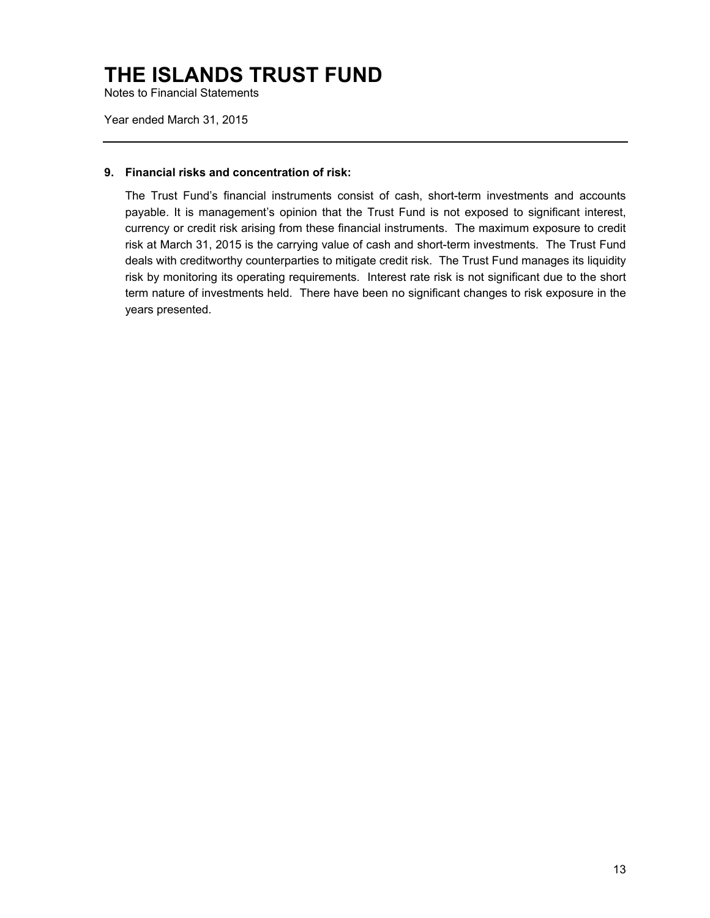# THE ISLANDS TRUST FUND

Notes to Financial Statements

Year ended March 31, 2015

---

## 9. Financial risks and concentration of risk:

The Trust Fund's financial instruments consist of cash, short-term investments and accounts payable. It is management's opinion that the Trust Fund is not exposed to significant interest, currency or credit risk arising from these financial instruments. The maximum exposure to credit risk at March 31, 2015 is the carrying value of cash and short-term investments. The Trust Fund deals with creditworthy counterparties to mitigate credit risk. The Trust Fund manages its liquidity risk by monitoring its operating requirements. Interest rate risk is not significant due to the short term nature of investments held. There have been no significant changes to risk exposure in the years presented.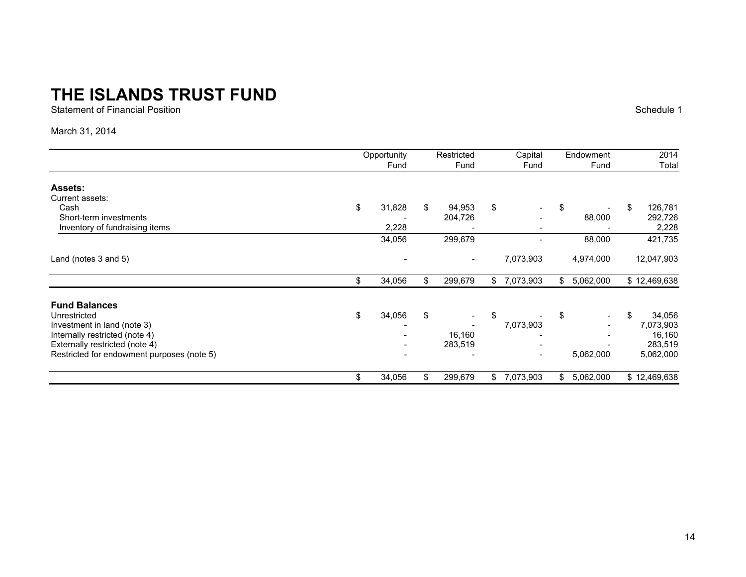# THE ISLANDS TRUST FUND

Statement of Financial Position

Schedule 1

March 31, 2014

| | Opportunity Fund | Restricted Fund | Capital Fund | Endowment Fund | 2014 Total |
|---|---|---|---|---|---|
| **Assets:** | | | | | |
| Current assets: | | | | | |
| Cash | $ 31,828 | $ 94,953 | $ - | $ - | $ 126,781 |
| Short-term investments | - | 204,726 | - | 88,000 | 292,726 |
| Inventory of fundraising items | 2,228 | - | - | - | 2,228 |
| | 34,056 | 299,679 | - | 88,000 | 421,735 |
| Land (notes 3 and 5) | - | - | 7,073,903 | 4,974,000 | 12,047,903 |
| | $ 34,056 | $ 299,679 | $ 7,073,903 | $ 5,062,000 | $ 12,469,638 |
| **Fund Balances** | | | | | |
| Unrestricted | $ 34,056 | $ - | $ - | $ - | $ 34,056 |
| Investment in land (note 3) | - | - | 7,073,903 | - | 7,073,903 |
| Internally restricted (note 4) | - | 16,160 | - | - | 16,160 |
| Externally restricted (note 4) | - | 283,519 | - | - | 283,519 |
| Restricted for endowment purposes (note 5) | - | - | - | 5,062,000 | 5,062,000 |
| | $ 34,056 | $ 299,679 | $ 7,073,903 | $ 5,062,000 | $ 12,469,638 |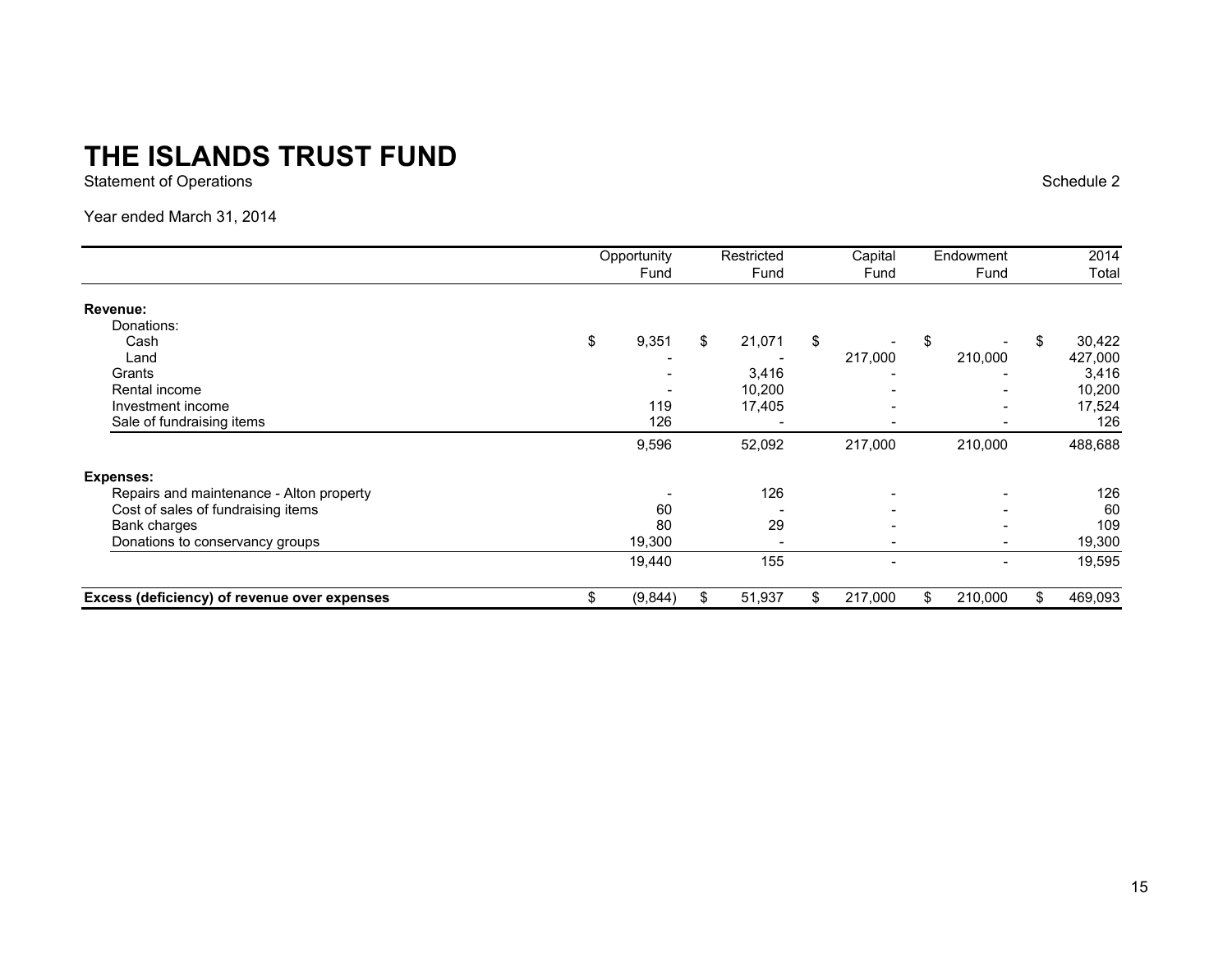# THE ISLANDS TRUST FUND

Statement of Operations

Schedule 2

Year ended March 31, 2014

| | Opportunity Fund | Restricted Fund | Capital Fund | Endowment Fund | 2014 Total |
|---|---|---|---|---|---|
| **Revenue:** | | | | | |
| Donations: | | | | | |
| Cash | $ 9,351 | $ 21,071 | $ - | $ - | $ 30,422 |
| Land | - | - | 217,000 | 210,000 | 427,000 |
| Grants | - | 3,416 | - | - | 3,416 |
| Rental income | - | 10,200 | - | - | 10,200 |
| Investment income | 119 | 17,405 | - | - | 17,524 |
| Sale of fundraising items | 126 | - | - | - | 126 |
| | 9,596 | 52,092 | 217,000 | 210,000 | 488,688 |
| **Expenses:** | | | | | |
| Repairs and maintenance - Alton property | - | 126 | - | - | 126 |
| Cost of sales of fundraising items | 60 | - | - | - | 60 |
| Bank charges | 80 | 29 | - | - | 109 |
| Donations to conservancy groups | 19,300 | - | - | - | 19,300 |
| | 19,440 | 155 | - | - | 19,595 |
| **Excess (deficiency) of revenue over expenses** | $ (9,844) | $ 51,937 | $ 217,000 | $ 210,000 | $ 469,093 |